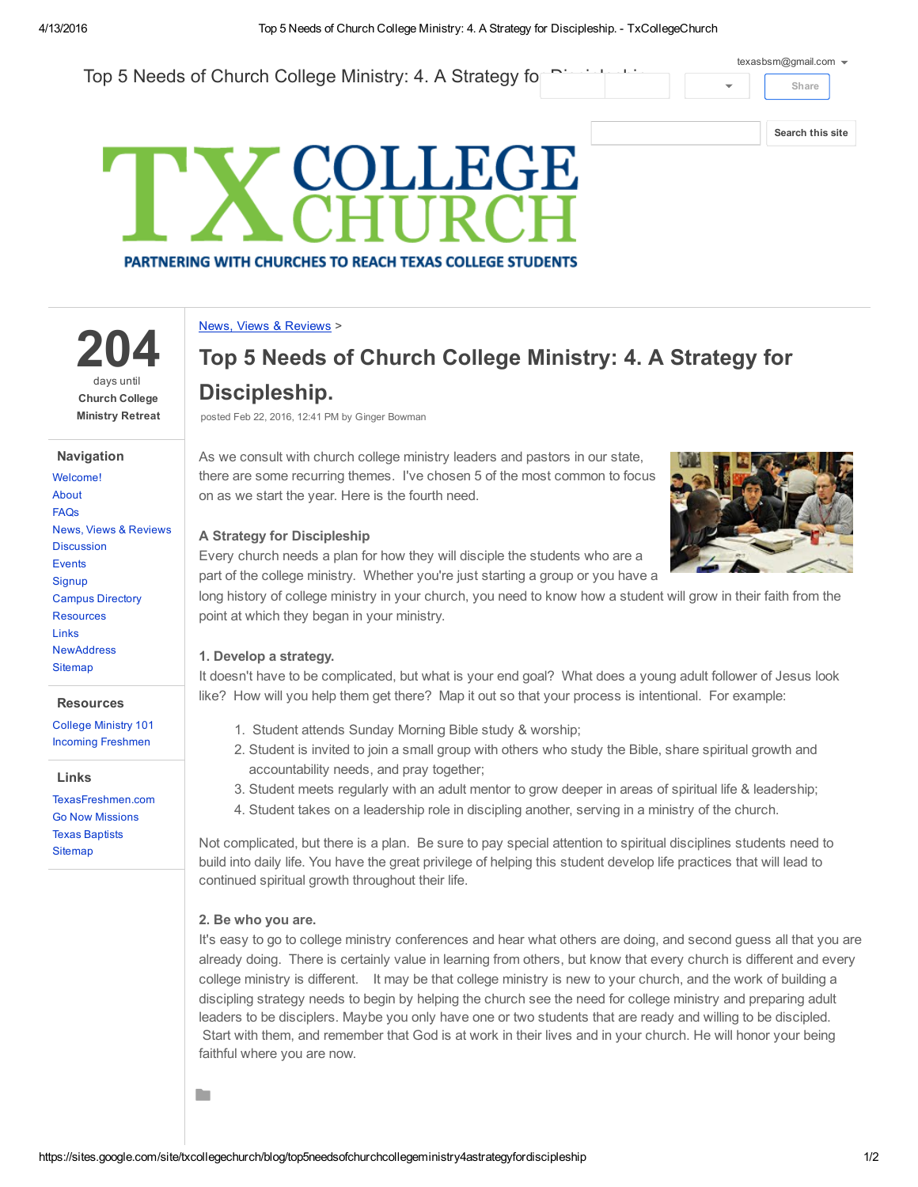Top 5 Needs of Church College Ministry: 4. A Strategy for Discipleship

# TX COLLEGE CHURCH

PARTNERING WITH CHURCHES TO REACH TEXAS COLLEGE STUDENTS

**204**
days until
**Church College Ministry Retreat**

### Navigation

- Welcome!
- About
- FAQs
- News, Views & Reviews
- Discussion
- Events
- Signup
- Campus Directory
- Resources
- Links
- NewAddress
- Sitemap

### Resources

- College Ministry 101
- Incoming Freshmen

### Links

- TexasFreshmen.com
- Go Now Missions
- Texas Baptists
- Sitemap

News, Views & Reviews >

# Top 5 Needs of Church College Ministry: 4. A Strategy for Discipleship.

posted Feb 22, 2016, 12:41 PM by Ginger Bowman

As we consult with church college ministry leaders and pastors in our state, there are some recurring themes. I've chosen 5 of the most common to focus on as we start the year. Here is the fourth need.

**A Strategy for Discipleship**

Every church needs a plan for how they will disciple the students who are a part of the college ministry. Whether you're just starting a group or you have a long history of college ministry in your church, you need to know how a student will grow in their faith from the point at which they began in your ministry.

**1. Develop a strategy.**

It doesn't have to be complicated, but what is your end goal? What does a young adult follower of Jesus look like? How will you help them get there? Map it out so that your process is intentional. For example:

1. Student attends Sunday Morning Bible study & worship;
2. Student is invited to join a small group with others who study the Bible, share spiritual growth and accountability needs, and pray together;
3. Student meets regularly with an adult mentor to grow deeper in areas of spiritual life & leadership;
4. Student takes on a leadership role in discipling another, serving in a ministry of the church.

Not complicated, but there is a plan. Be sure to pay special attention to spiritual disciplines students need to build into daily life. You have the great privilege of helping this student develop life practices that will lead to continued spiritual growth throughout their life.

**2. Be who you are.**

It's easy to go to college ministry conferences and hear what others are doing, and second guess all that you are already doing. There is certainly value in learning from others, but know that every church is different and every college ministry is different. It may be that college ministry is new to your church, and the work of building a discipling strategy needs to begin by helping the church see the need for college ministry and preparing adult leaders to be disciplers. Maybe you only have one or two students that are ready and willing to be discipled. Start with them, and remember that God is at work in their lives and in your church. He will honor your being faithful where you are now.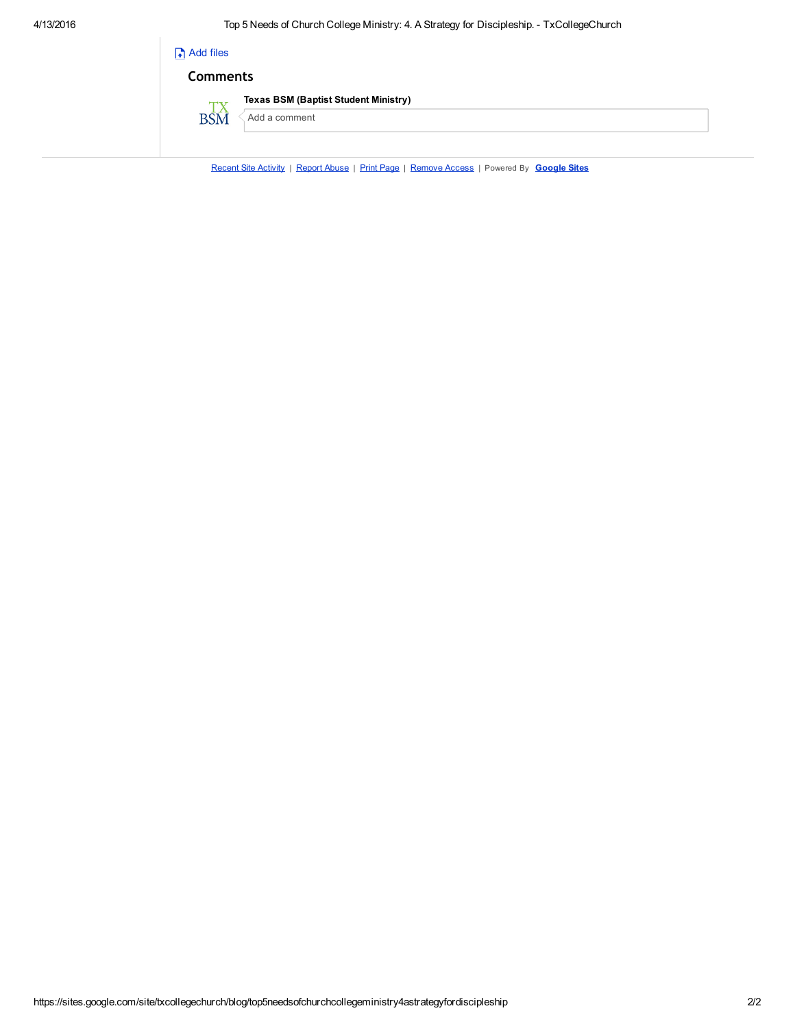Add files

## Comments

**Texas BSM (Baptist Student Ministry)**

Add a comment

Recent Site Activity | Report Abuse | Print Page | Remove Access | Powered By **Google Sites**